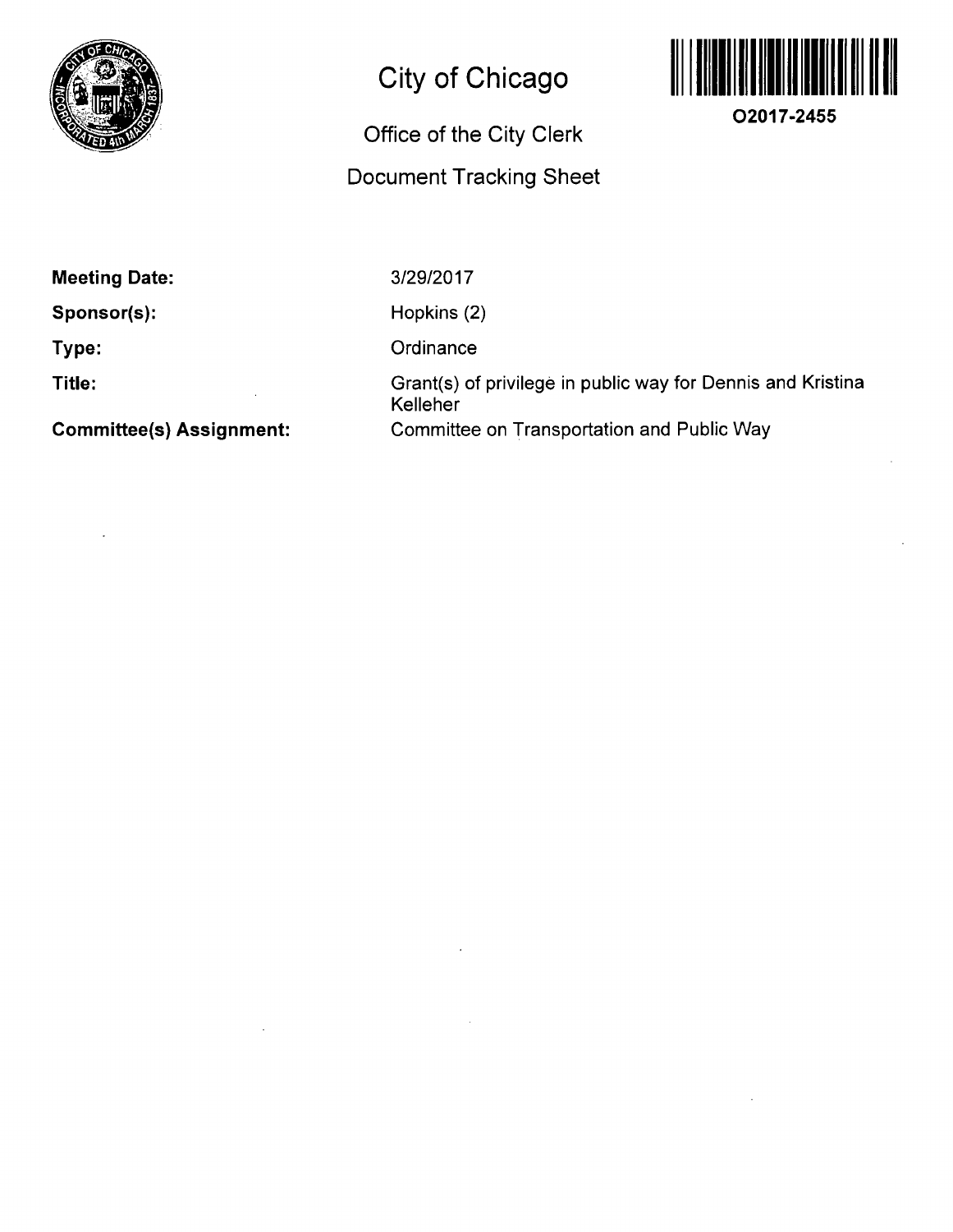# City of Chicago

O2017-2455

## Office of the City Clerk

## Document Tracking Sheet

| | |
|---|---|
| **Meeting Date:** | 3/29/2017 |
| **Sponsor(s):** | Hopkins (2) |
| **Type:** | Ordinance |
| **Title:** | Grant(s) of privilege in public way for Dennis and Kristina Kelleher |
| **Committee(s) Assignment:** | Committee on Transportation and Public Way |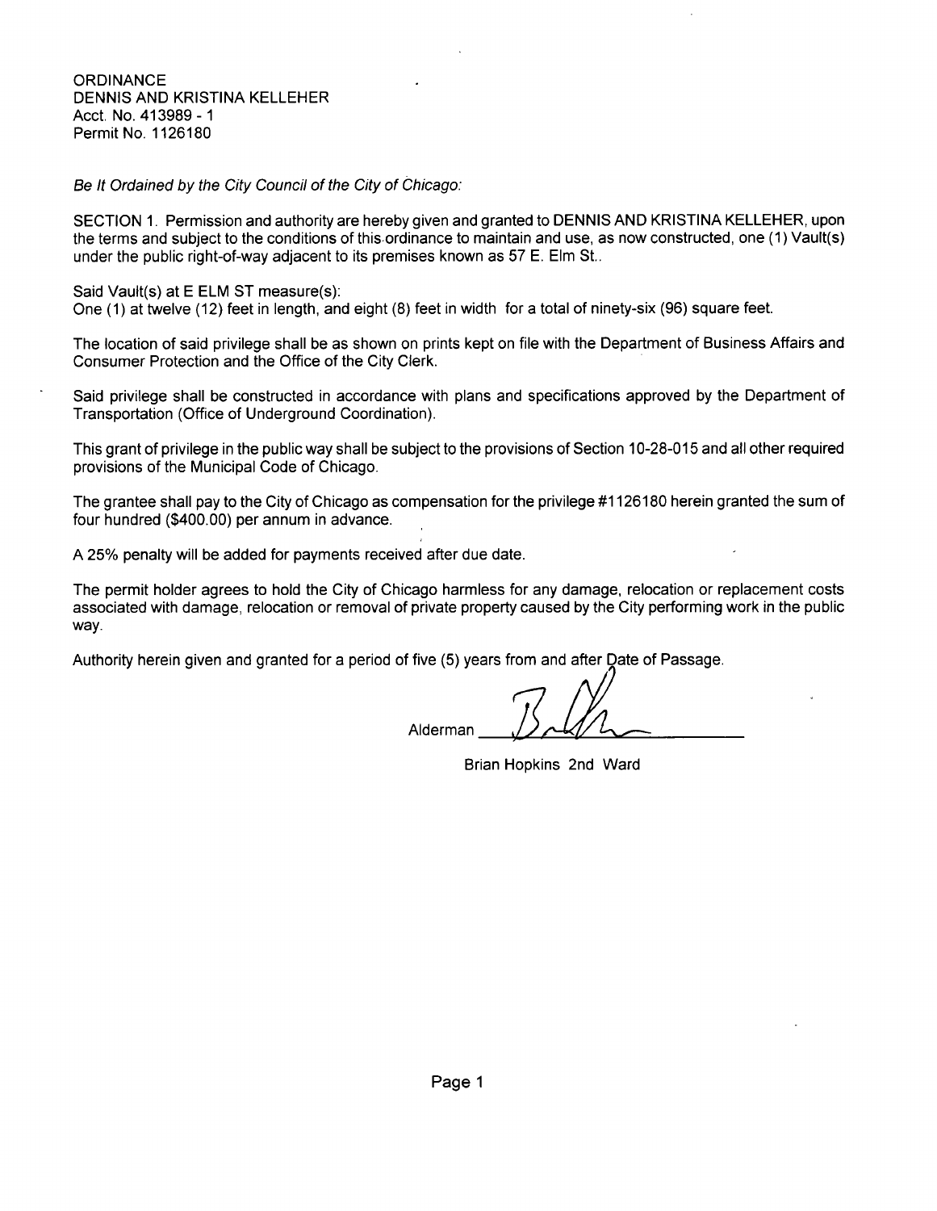ORDINANCE
DENNIS AND KRISTINA KELLEHER
Acct. No. 413989 - 1
Permit No. 1126180

*Be It Ordained by the City Council of the City of Chicago:*

SECTION 1. Permission and authority are hereby given and granted to DENNIS AND KRISTINA KELLEHER, upon the terms and subject to the conditions of this ordinance to maintain and use, as now constructed, one (1) Vault(s) under the public right-of-way adjacent to its premises known as 57 E. Elm St..

Said Vault(s) at E ELM ST measure(s):
One (1) at twelve (12) feet in length, and eight (8) feet in width for a total of ninety-six (96) square feet.

The location of said privilege shall be as shown on prints kept on file with the Department of Business Affairs and Consumer Protection and the Office of the City Clerk.

Said privilege shall be constructed in accordance with plans and specifications approved by the Department of Transportation (Office of Underground Coordination).

This grant of privilege in the public way shall be subject to the provisions of Section 10-28-015 and all other required provisions of the Municipal Code of Chicago.

The grantee shall pay to the City of Chicago as compensation for the privilege #1126180 herein granted the sum of four hundred ($400.00) per annum in advance.

A 25% penalty will be added for payments received after due date.

The permit holder agrees to hold the City of Chicago harmless for any damage, relocation or replacement costs associated with damage, relocation or removal of private property caused by the City performing work in the public way.

Authority herein given and granted for a period of five (5) years from and after Date of Passage.

Alderman ____________________

Brian Hopkins 2nd Ward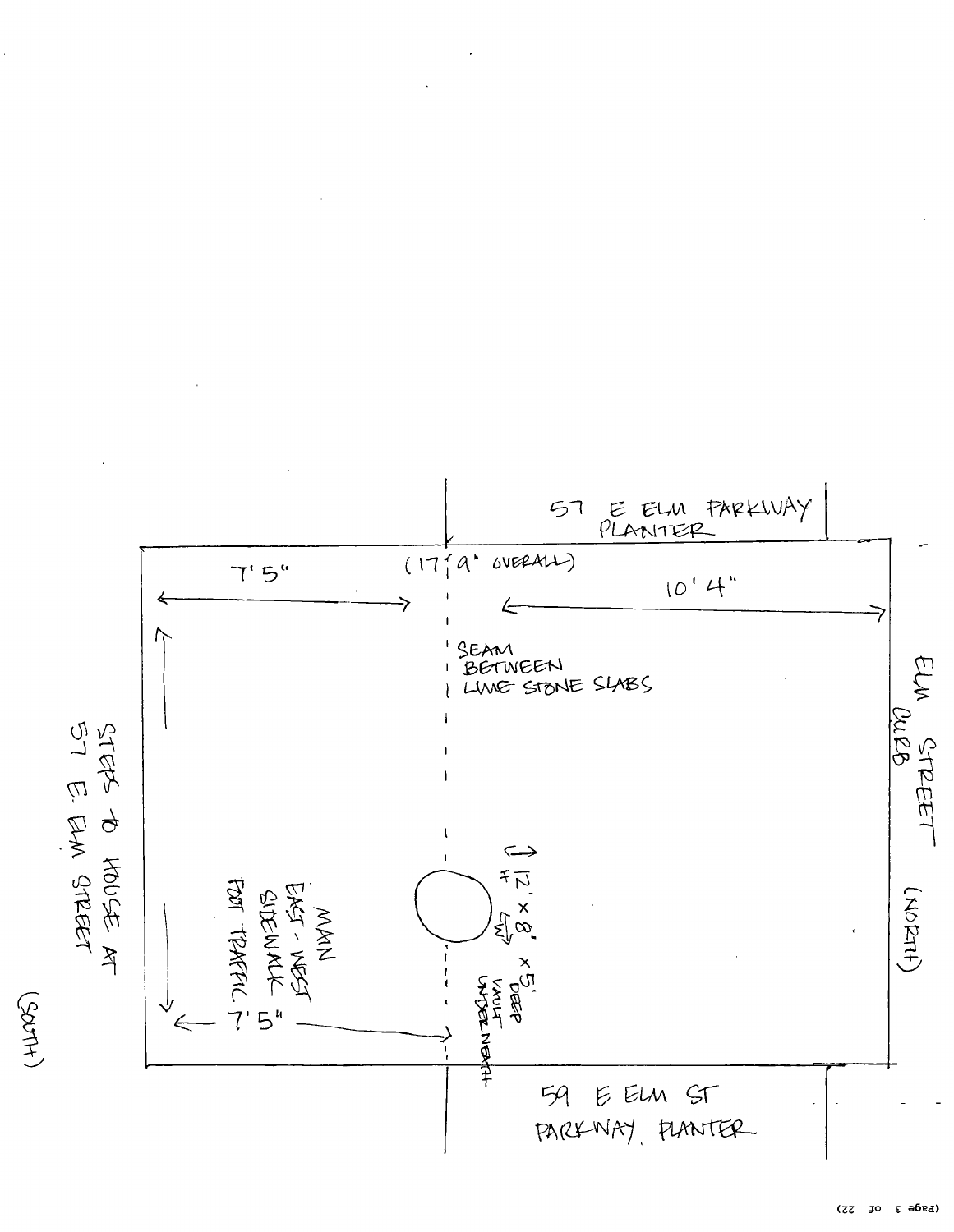57 E ELM PARKWAY PLANTER

(17' 9" OVERALL)

7' 5"

10' 4"

SEAM BETWEEN LIME STONE SLABS

ELM STREET CURB (NORTH)

STEPS TO HOUSE AT 57 E. ELM STREET (SOUTH)

MAIN EAST - WEST SIDEWALK FOOT TRAFFIC

7' 5"

12' x 8' x 5' DEEP VAULT UNDERNEATH

59 E ELM ST PARKWAY PLANTER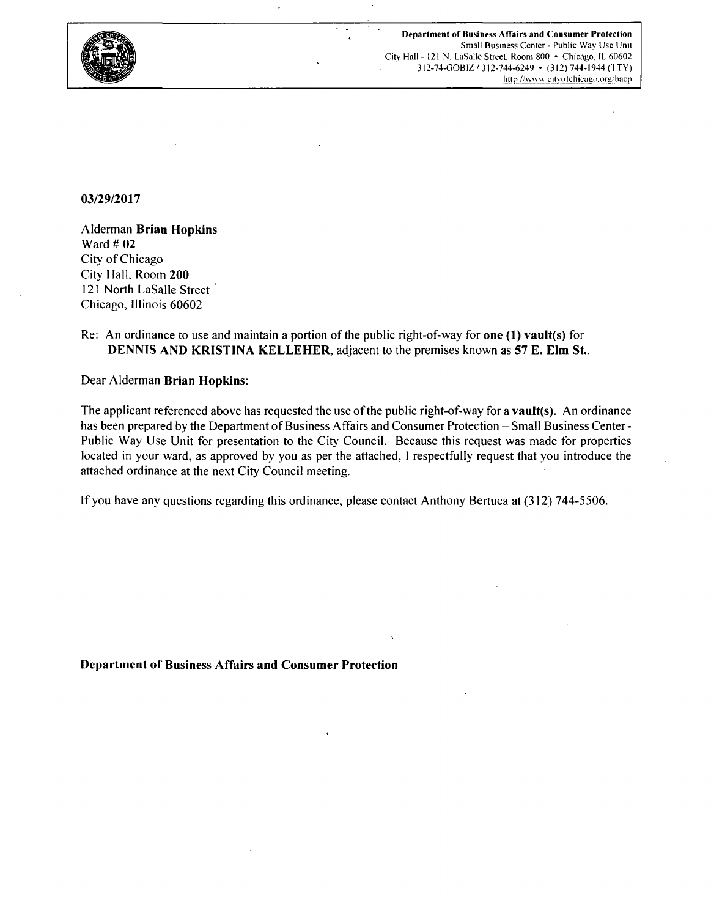**Department of Business Affairs and Consumer Protection**
Small Business Center - Public Way Use Unit
City Hall - 121 N. LaSalle Street, Room 800 • Chicago, IL 60602
312-74-GOBIZ / 312-744-6249 • (312) 744-1944 (TTY)
http://www.cityofchicago.org/bacp

**03/29/2017**

Alderman **Brian Hopkins**
Ward # **02**
City of Chicago
City Hall, Room **200**
121 North LaSalle Street
Chicago, Illinois 60602

Re: An ordinance to use and maintain a portion of the public right-of-way for **one (1) vault(s)** for **DENNIS AND KRISTINA KELLEHER**, adjacent to the premises known as **57 E. Elm St.**.

Dear Alderman **Brian Hopkins**:

The applicant referenced above has requested the use of the public right-of-way for a **vault(s)**. An ordinance has been prepared by the Department of Business Affairs and Consumer Protection – Small Business Center - Public Way Use Unit for presentation to the City Council. Because this request was made for properties located in your ward, as approved by you as per the attached, I respectfully request that you introduce the attached ordinance at the next City Council meeting.

If you have any questions regarding this ordinance, please contact Anthony Bertuca at (312) 744-5506.

**Department of Business Affairs and Consumer Protection**